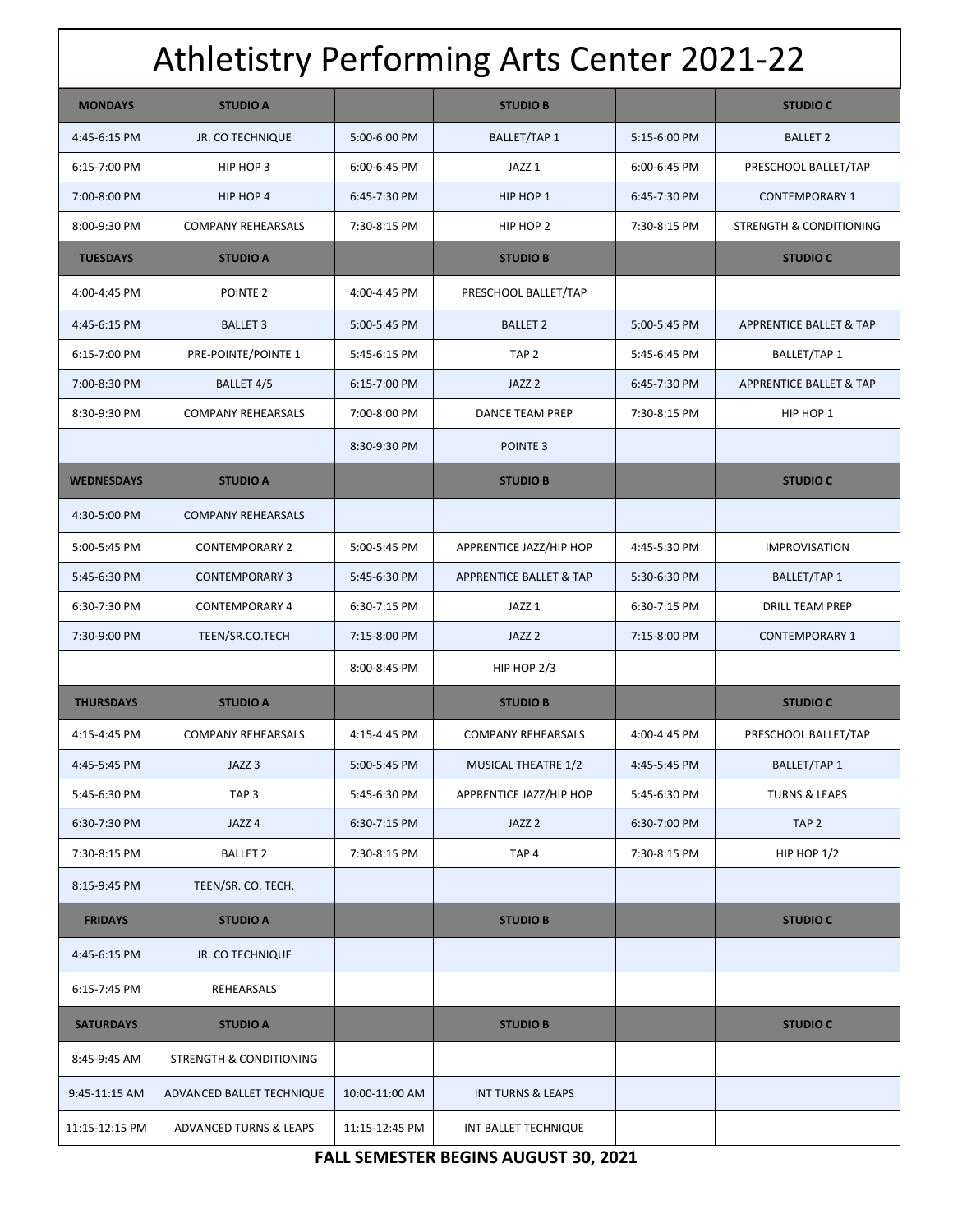# Athletistry Performing Arts Center 2021-22

| MONDAYS | STUDIO A | | STUDIO B | | STUDIO C |
|---|---|---|---|---|---|
| 4:45-6:15 PM | JR. CO TECHNIQUE | 5:00-6:00 PM | BALLET/TAP 1 | 5:15-6:00 PM | BALLET 2 |
| 6:15-7:00 PM | HIP HOP 3 | 6:00-6:45 PM | JAZZ 1 | 6:00-6:45 PM | PRESCHOOL BALLET/TAP |
| 7:00-8:00 PM | HIP HOP 4 | 6:45-7:30 PM | HIP HOP 1 | 6:45-7:30 PM | CONTEMPORARY 1 |
| 8:00-9:30 PM | COMPANY REHEARSALS | 7:30-8:15 PM | HIP HOP 2 | 7:30-8:15 PM | STRENGTH & CONDITIONING |
| **TUESDAYS** | **STUDIO A** | | **STUDIO B** | | **STUDIO C** |
| 4:00-4:45 PM | POINTE 2 | 4:00-4:45 PM | PRESCHOOL BALLET/TAP | | |
| 4:45-6:15 PM | BALLET 3 | 5:00-5:45 PM | BALLET 2 | 5:00-5:45 PM | APPRENTICE BALLET & TAP |
| 6:15-7:00 PM | PRE-POINTE/POINTE 1 | 5:45-6:15 PM | TAP 2 | 5:45-6:45 PM | BALLET/TAP 1 |
| 7:00-8:30 PM | BALLET 4/5 | 6:15-7:00 PM | JAZZ 2 | 6:45-7:30 PM | APPRENTICE BALLET & TAP |
| 8:30-9:30 PM | COMPANY REHEARSALS | 7:00-8:00 PM | DANCE TEAM PREP | 7:30-8:15 PM | HIP HOP 1 |
| | | 8:30-9:30 PM | POINTE 3 | | |
| **WEDNESDAYS** | **STUDIO A** | | **STUDIO B** | | **STUDIO C** |
| 4:30-5:00 PM | COMPANY REHEARSALS | | | | |
| 5:00-5:45 PM | CONTEMPORARY 2 | 5:00-5:45 PM | APPRENTICE JAZZ/HIP HOP | 4:45-5:30 PM | IMPROVISATION |
| 5:45-6:30 PM | CONTEMPORARY 3 | 5:45-6:30 PM | APPRENTICE BALLET & TAP | 5:30-6:30 PM | BALLET/TAP 1 |
| 6:30-7:30 PM | CONTEMPORARY 4 | 6:30-7:15 PM | JAZZ 1 | 6:30-7:15 PM | DRILL TEAM PREP |
| 7:30-9:00 PM | TEEN/SR.CO.TECH | 7:15-8:00 PM | JAZZ 2 | 7:15-8:00 PM | CONTEMPORARY 1 |
| | | 8:00-8:45 PM | HIP HOP 2/3 | | |
| **THURSDAYS** | **STUDIO A** | | **STUDIO B** | | **STUDIO C** |
| 4:15-4:45 PM | COMPANY REHEARSALS | 4:15-4:45 PM | COMPANY REHEARSALS | 4:00-4:45 PM | PRESCHOOL BALLET/TAP |
| 4:45-5:45 PM | JAZZ 3 | 5:00-5:45 PM | MUSICAL THEATRE 1/2 | 4:45-5:45 PM | BALLET/TAP 1 |
| 5:45-6:30 PM | TAP 3 | 5:45-6:30 PM | APPRENTICE JAZZ/HIP HOP | 5:45-6:30 PM | TURNS & LEAPS |
| 6:30-7:30 PM | JAZZ 4 | 6:30-7:15 PM | JAZZ 2 | 6:30-7:00 PM | TAP 2 |
| 7:30-8:15 PM | BALLET 2 | 7:30-8:15 PM | TAP 4 | 7:30-8:15 PM | HIP HOP 1/2 |
| 8:15-9:45 PM | TEEN/SR. CO. TECH. | | | | |
| **FRIDAYS** | **STUDIO A** | | **STUDIO B** | | **STUDIO C** |
| 4:45-6:15 PM | JR. CO TECHNIQUE | | | | |
| 6:15-7:45 PM | REHEARSALS | | | | |
| **SATURDAYS** | **STUDIO A** | | **STUDIO B** | | **STUDIO C** |
| 8:45-9:45 AM | STRENGTH & CONDITIONING | | | | |
| 9:45-11:15 AM | ADVANCED BALLET TECHNIQUE | 10:00-11:00 AM | INT TURNS & LEAPS | | |
| 11:15-12:15 PM | ADVANCED TURNS & LEAPS | 11:15-12:45 PM | INT BALLET TECHNIQUE | | |

**FALL SEMESTER BEGINS AUGUST 30, 2021**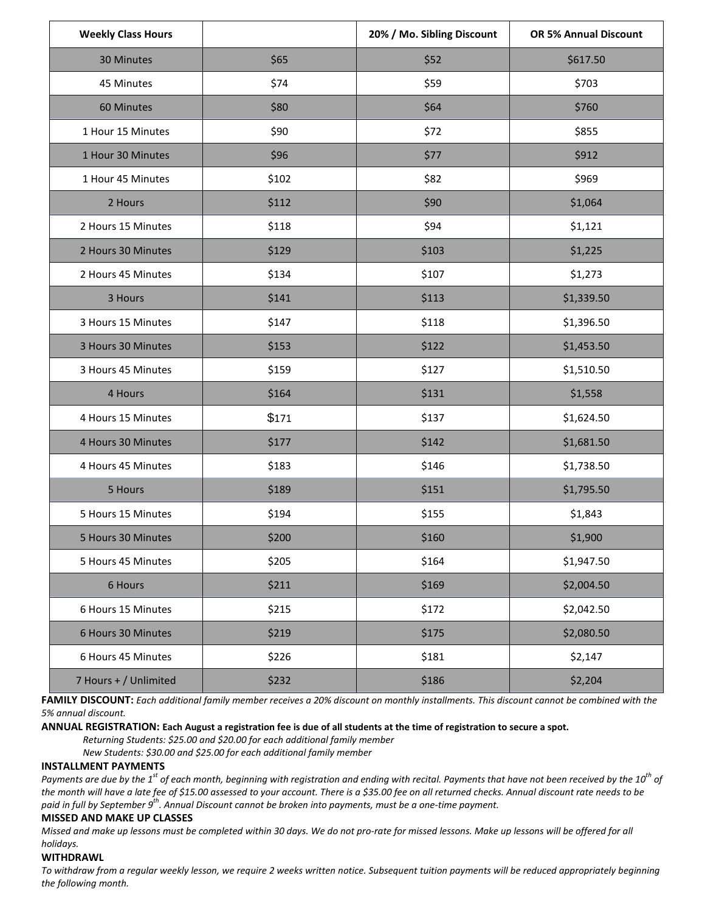| Weekly Class Hours | | 20% / Mo. Sibling Discount | OR 5% Annual Discount |
|---|---|---|---|
| 30 Minutes | $65 | $52 | $617.50 |
| 45 Minutes | $74 | $59 | $703 |
| 60 Minutes | $80 | $64 | $760 |
| 1 Hour 15 Minutes | $90 | $72 | $855 |
| 1 Hour 30 Minutes | $96 | $77 | $912 |
| 1 Hour 45 Minutes | $102 | $82 | $969 |
| 2 Hours | $112 | $90 | $1,064 |
| 2 Hours 15 Minutes | $118 | $94 | $1,121 |
| 2 Hours 30 Minutes | $129 | $103 | $1,225 |
| 2 Hours 45 Minutes | $134 | $107 | $1,273 |
| 3 Hours | $141 | $113 | $1,339.50 |
| 3 Hours 15 Minutes | $147 | $118 | $1,396.50 |
| 3 Hours 30 Minutes | $153 | $122 | $1,453.50 |
| 3 Hours 45 Minutes | $159 | $127 | $1,510.50 |
| 4 Hours | $164 | $131 | $1,558 |
| 4 Hours 15 Minutes | $171 | $137 | $1,624.50 |
| 4 Hours 30 Minutes | $177 | $142 | $1,681.50 |
| 4 Hours 45 Minutes | $183 | $146 | $1,738.50 |
| 5 Hours | $189 | $151 | $1,795.50 |
| 5 Hours 15 Minutes | $194 | $155 | $1,843 |
| 5 Hours 30 Minutes | $200 | $160 | $1,900 |
| 5 Hours 45 Minutes | $205 | $164 | $1,947.50 |
| 6 Hours | $211 | $169 | $2,004.50 |
| 6 Hours 15 Minutes | $215 | $172 | $2,042.50 |
| 6 Hours 30 Minutes | $219 | $175 | $2,080.50 |
| 6 Hours 45 Minutes | $226 | $181 | $2,147 |
| 7 Hours + / Unlimited | $232 | $186 | $2,204 |

**FAMILY DISCOUNT:** *Each additional family member receives a 20% discount on monthly installments. This discount cannot be combined with the 5% annual discount.*

**ANNUAL REGISTRATION: Each August a registration fee is due of all students at the time of registration to secure a spot.**

*Returning Students: $25.00 and $20.00 for each additional family member*

*New Students: $30.00 and $25.00 for each additional family member*

**INSTALLMENT PAYMENTS**

*Payments are due by the 1st of each month, beginning with registration and ending with recital. Payments that have not been received by the 10th of the month will have a late fee of $15.00 assessed to your account. There is a $35.00 fee on all returned checks. Annual discount rate needs to be paid in full by September 9th. Annual Discount cannot be broken into payments, must be a one-time payment.*

**MISSED AND MAKE UP CLASSES**

*Missed and make up lessons must be completed within 30 days. We do not pro-rate for missed lessons. Make up lessons will be offered for all holidays.*

**WITHDRAWL**

*To withdraw from a regular weekly lesson, we require 2 weeks written notice. Subsequent tuition payments will be reduced appropriately beginning the following month.*